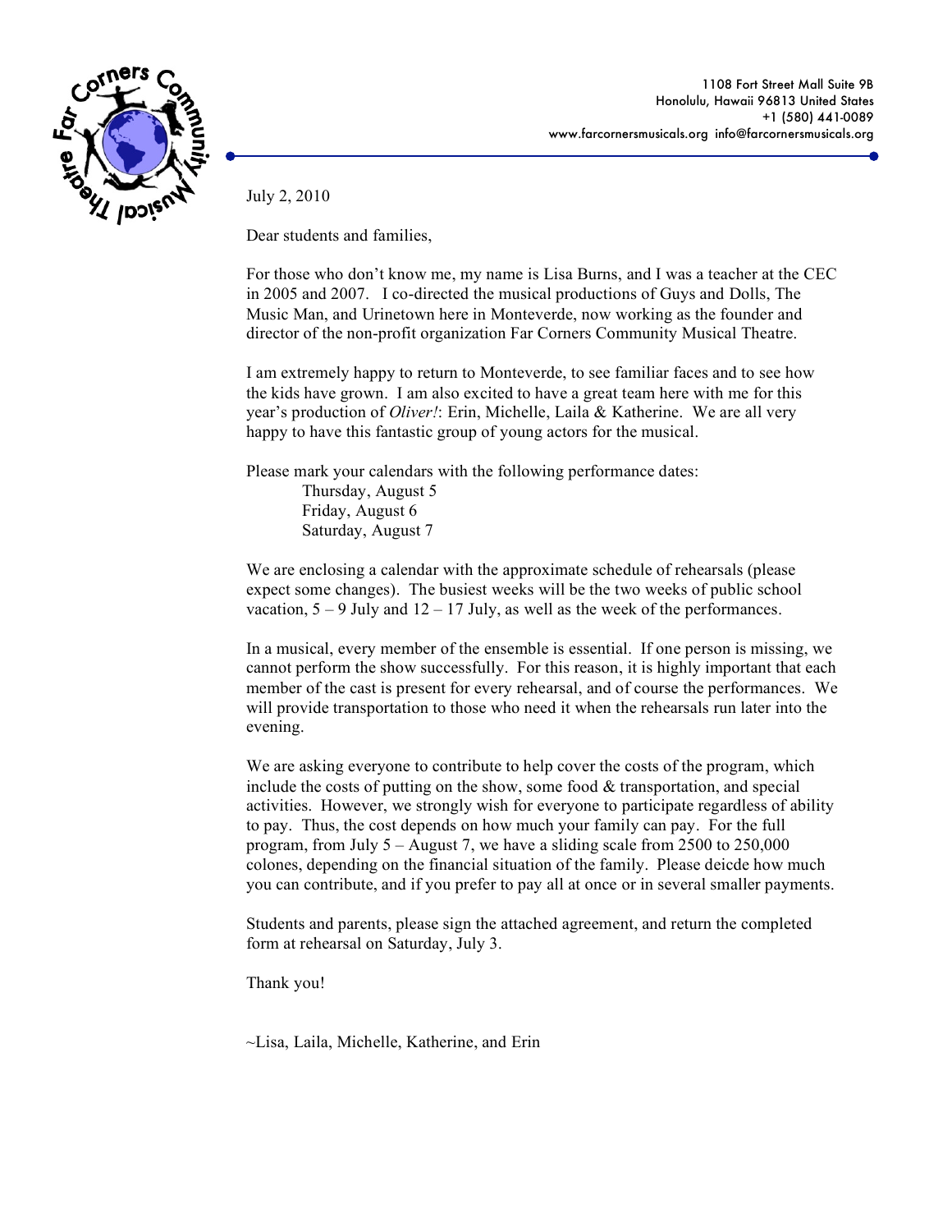1108 Fort Street Mall Suite 9B
Honolulu, Hawaii 96813 United States
+1 (580) 441-0089
www.farcornersmusicals.org info@farcornersmusicals.org

July 2, 2010

Dear students and families,

For those who don't know me, my name is Lisa Burns, and I was a teacher at the CEC in 2005 and 2007. I co-directed the musical productions of Guys and Dolls, The Music Man, and Urinetown here in Monteverde, now working as the founder and director of the non-profit organization Far Corners Community Musical Theatre.

I am extremely happy to return to Monteverde, to see familiar faces and to see how the kids have grown. I am also excited to have a great team here with me for this year's production of *Oliver!*: Erin, Michelle, Laila & Katherine. We are all very happy to have this fantastic group of young actors for the musical.

Please mark your calendars with the following performance dates:

Thursday, August 5
Friday, August 6
Saturday, August 7

We are enclosing a calendar with the approximate schedule of rehearsals (please expect some changes). The busiest weeks will be the two weeks of public school vacation, 5 – 9 July and 12 – 17 July, as well as the week of the performances.

In a musical, every member of the ensemble is essential. If one person is missing, we cannot perform the show successfully. For this reason, it is highly important that each member of the cast is present for every rehearsal, and of course the performances. We will provide transportation to those who need it when the rehearsals run later into the evening.

We are asking everyone to contribute to help cover the costs of the program, which include the costs of putting on the show, some food & transportation, and special activities. However, we strongly wish for everyone to participate regardless of ability to pay. Thus, the cost depends on how much your family can pay. For the full program, from July 5 – August 7, we have a sliding scale from 2500 to 250,000 colones, depending on the financial situation of the family. Please deicde how much you can contribute, and if you prefer to pay all at once or in several smaller payments.

Students and parents, please sign the attached agreement, and return the completed form at rehearsal on Saturday, July 3.

Thank you!

~Lisa, Laila, Michelle, Katherine, and Erin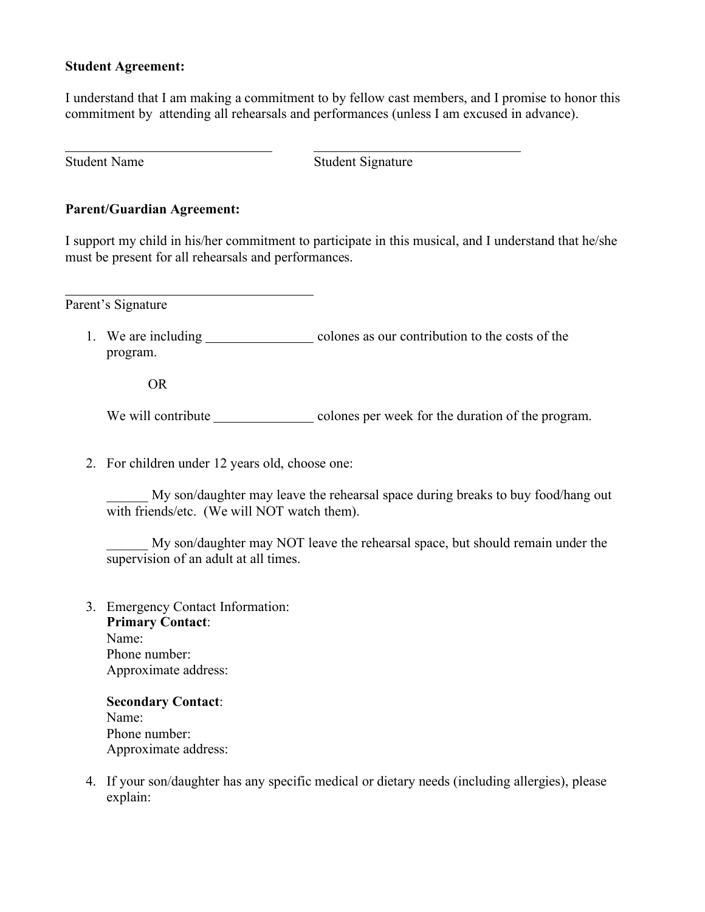**Student Agreement:**

I understand that I am making a commitment to by fellow cast members, and I promise to honor this commitment by  attending all rehearsals and performances (unless I am excused in advance).

\_\_\_\_\_\_\_\_\_\_\_\_\_\_\_\_\_\_\_\_\_\_\_\_\_\_\_\_\_\_ \_\_\_\_\_\_\_\_\_\_\_\_\_\_\_\_\_\_\_\_\_\_\_\_\_\_\_\_\_\_

Student Name Student Signature

**Parent/Guardian Agreement:**

I support my child in his/her commitment to participate in this musical, and I understand that he/she must be present for all rehearsals and performances.

\_\_\_\_\_\_\_\_\_\_\_\_\_\_\_\_\_\_\_\_\_\_\_\_\_\_\_\_\_\_\_\_\_\_\_\_

Parent's Signature

1. We are including \_\_\_\_\_\_\_\_\_\_\_\_\_\_\_\_ colones as our contribution to the costs of the program.

   OR

   We will contribute \_\_\_\_\_\_\_\_\_\_\_\_\_\_\_ colones per week for the duration of the program.

2. For children under 12 years old, choose one:

   \_\_\_\_\_\_ My son/daughter may leave the rehearsal space during breaks to buy food/hang out with friends/etc. (We will NOT watch them).

   \_\_\_\_\_\_ My son/daughter may NOT leave the rehearsal space, but should remain under the supervision of an adult at all times.

3. Emergency Contact Information:
   **Primary Contact**:
   Name:
   Phone number:
   Approximate address:

   **Secondary Contact**:
   Name:
   Phone number:
   Approximate address:

4. If your son/daughter has any specific medical or dietary needs (including allergies), please explain: